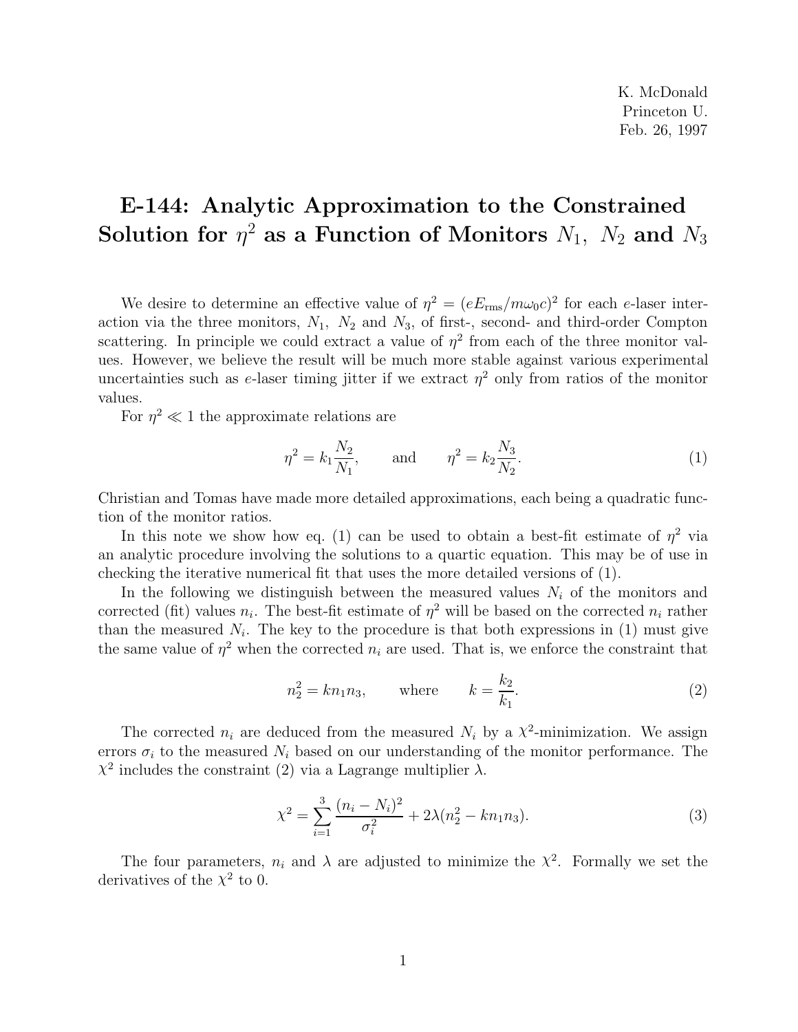K. McDonald
Princeton U.
Feb. 26, 1997

# E-144: Analytic Approximation to the Constrained Solution for $\eta^2$ as a Function of Monitors $N_1$, $N_2$ and $N_3$

We desire to determine an effective value of $\eta^2 = (eE_{\rm rms}/m\omega_0 c)^2$ for each $e$-laser interaction via the three monitors, $N_1$, $N_2$ and $N_3$, of first-, second- and third-order Compton scattering. In principle we could extract a value of $\eta^2$ from each of the three monitor values. However, we believe the result will be much more stable against various experimental uncertainties such as $e$-laser timing jitter if we extract $\eta^2$ only from ratios of the monitor values.

For $\eta^2 \ll 1$ the approximate relations are

$$\eta^2 = k_1 \frac{N_2}{N_1}, \qquad \text{and} \qquad \eta^2 = k_2 \frac{N_3}{N_2}. \tag{1}$$

Christian and Tomas have made more detailed approximations, each being a quadratic function of the monitor ratios.

In this note we show how eq. (1) can be used to obtain a best-fit estimate of $\eta^2$ via an analytic procedure involving the solutions to a quartic equation. This may be of use in checking the iterative numerical fit that uses the more detailed versions of (1).

In the following we distinguish between the measured values $N_i$ of the monitors and corrected (fit) values $n_i$. The best-fit estimate of $\eta^2$ will be based on the corrected $n_i$ rather than the measured $N_i$. The key to the procedure is that both expressions in (1) must give the same value of $\eta^2$ when the corrected $n_i$ are used. That is, we enforce the constraint that

$$n_2^2 = k n_1 n_3, \qquad \text{where} \qquad k = \frac{k_2}{k_1}. \tag{2}$$

The corrected $n_i$ are deduced from the measured $N_i$ by a $\chi^2$-minimization. We assign errors $\sigma_i$ to the measured $N_i$ based on our understanding of the monitor performance. The $\chi^2$ includes the constraint (2) via a Lagrange multiplier $\lambda$.

$$\chi^2 = \sum_{i=1}^{3} \frac{(n_i - N_i)^2}{\sigma_i^2} + 2\lambda(n_2^2 - k n_1 n_3). \tag{3}$$

The four parameters, $n_i$ and $\lambda$ are adjusted to minimize the $\chi^2$. Formally we set the derivatives of the $\chi^2$ to 0.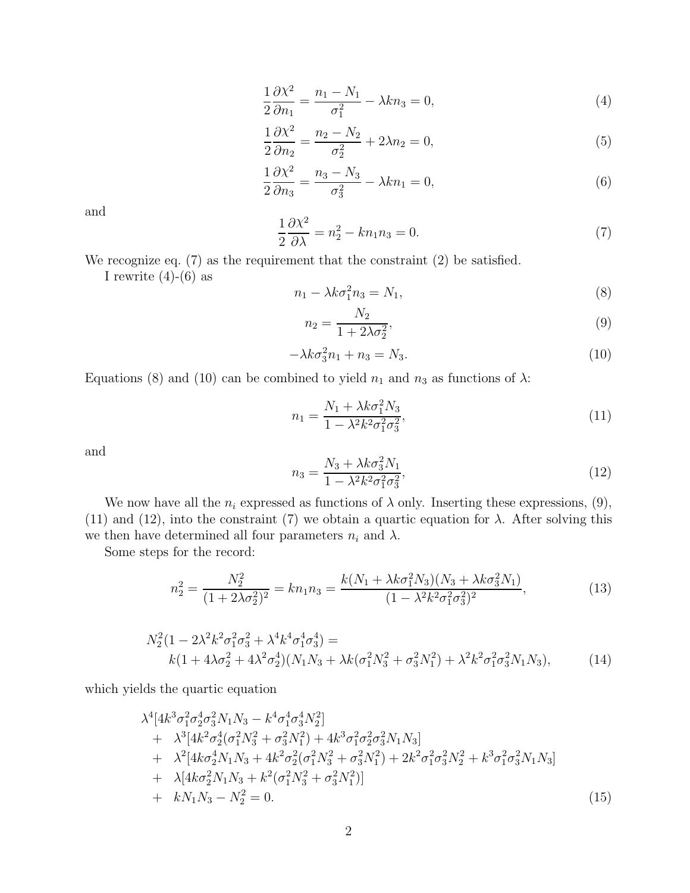$$\frac{1}{2}\frac{\partial \chi^2}{\partial n_1} = \frac{n_1 - N_1}{\sigma_1^2} - \lambda k n_3 = 0, \tag{4}$$

$$\frac{1}{2}\frac{\partial \chi^2}{\partial n_2} = \frac{n_2 - N_2}{\sigma_2^2} + 2\lambda n_2 = 0, \tag{5}$$

$$\frac{1}{2}\frac{\partial \chi^2}{\partial n_3} = \frac{n_3 - N_3}{\sigma_3^2} - \lambda k n_1 = 0, \tag{6}$$

and

$$\frac{1}{2}\frac{\partial \chi^2}{\partial \lambda} = n_2^2 - k n_1 n_3 = 0. \tag{7}$$

We recognize eq. (7) as the requirement that the constraint (2) be satisfied.

I rewrite (4)-(6) as

$$n_1 - \lambda k \sigma_1^2 n_3 = N_1, \tag{8}$$

$$n_2 = \frac{N_2}{1 + 2\lambda\sigma_2^2}, \tag{9}$$

$$-\lambda k \sigma_3^2 n_1 + n_3 = N_3. \tag{10}$$

Equations (8) and (10) can be combined to yield $n_1$ and $n_3$ as functions of $\lambda$:

$$n_1 = \frac{N_1 + \lambda k \sigma_1^2 N_3}{1 - \lambda^2 k^2 \sigma_1^2 \sigma_3^2}, \tag{11}$$

and

$$n_3 = \frac{N_3 + \lambda k \sigma_3^2 N_1}{1 - \lambda^2 k^2 \sigma_1^2 \sigma_3^2}, \tag{12}$$

We now have all the $n_i$ expressed as functions of $\lambda$ only. Inserting these expressions, (9), (11) and (12), into the constraint (7) we obtain a quartic equation for $\lambda$. After solving this we then have determined all four parameters $n_i$ and $\lambda$.

Some steps for the record:

$$n_2^2 = \frac{N_2^2}{(1 + 2\lambda\sigma_2^2)^2} = k n_1 n_3 = \frac{k(N_1 + \lambda k \sigma_1^2 N_3)(N_3 + \lambda k \sigma_3^2 N_1)}{(1 - \lambda^2 k^2 \sigma_1^2 \sigma_3^2)^2}, \tag{13}$$

$$\begin{aligned} N_2^2(1 - 2\lambda^2 k^2 \sigma_1^2 \sigma_3^2 + \lambda^4 k^4 \sigma_1^4 \sigma_3^4) = \\ k(1 + 4\lambda\sigma_2^2 + 4\lambda^2\sigma_2^4)(N_1 N_3 + \lambda k(\sigma_1^2 N_3^2 + \sigma_3^2 N_1^2) + \lambda^2 k^2 \sigma_1^2 \sigma_3^2 N_1 N_3), \end{aligned} \tag{14}$$

which yields the quartic equation

$$\begin{aligned} &\lambda^4[4k^3\sigma_1^2\sigma_2^4\sigma_3^2 N_1 N_3 - k^4\sigma_1^4\sigma_3^4 N_2^2] \\ &+ \lambda^3[4k^2\sigma_2^4(\sigma_1^2 N_3^2 + \sigma_3^2 N_1^2) + 4k^3\sigma_1^2\sigma_2^2\sigma_3^2 N_1 N_3] \\ &+ \lambda^2[4k\sigma_2^4 N_1 N_3 + 4k^2\sigma_2^2(\sigma_1^2 N_3^2 + \sigma_3^2 N_1^2) + 2k^2\sigma_1^2\sigma_3^2 N_2^2 + k^3\sigma_1^2\sigma_3^2 N_1 N_3] \\ &+ \lambda[4k\sigma_2^2 N_1 N_3 + k^2(\sigma_1^2 N_3^2 + \sigma_3^2 N_1^2)] \\ &+ k N_1 N_3 - N_2^2 = 0. \end{aligned} \tag{15}$$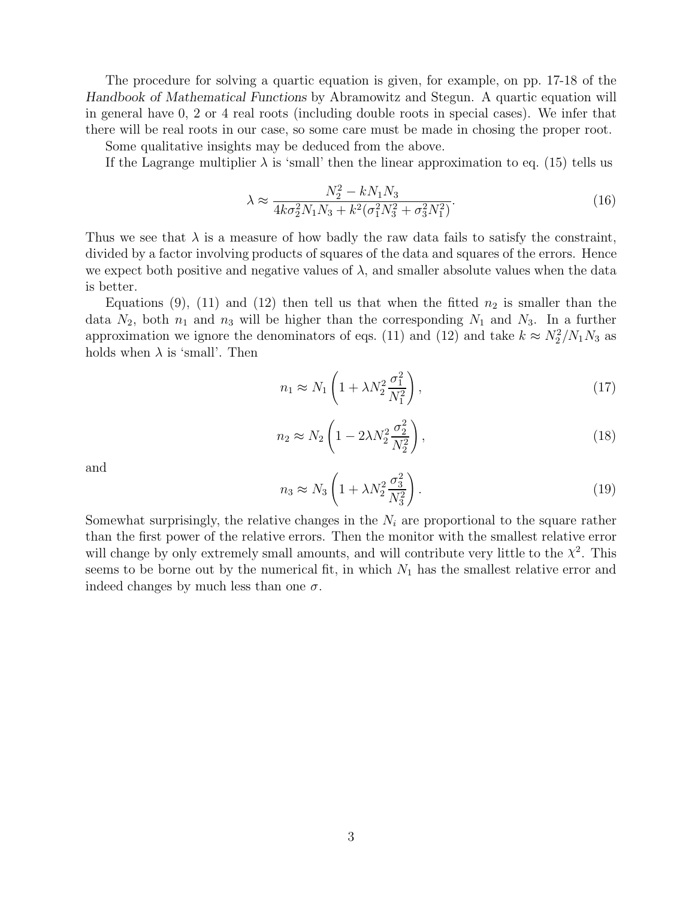The procedure for solving a quartic equation is given, for example, on pp. 17-18 of the *Handbook of Mathematical Functions* by Abramowitz and Stegun. A quartic equation will in general have 0, 2 or 4 real roots (including double roots in special cases). We infer that there will be real roots in our case, so some care must be made in chosing the proper root.

Some qualitative insights may be deduced from the above.

If the Lagrange multiplier $\lambda$ is 'small' then the linear approximation to eq. (15) tells us

$$\lambda \approx \frac{N_2^2 - kN_1N_3}{4k\sigma_2^2 N_1 N_3 + k^2(\sigma_1^2 N_3^2 + \sigma_3^2 N_1^2)}. \tag{16}$$

Thus we see that $\lambda$ is a measure of how badly the raw data fails to satisfy the constraint, divided by a factor involving products of squares of the data and squares of the errors. Hence we expect both positive and negative values of $\lambda$, and smaller absolute values when the data is better.

Equations (9), (11) and (12) then tell us that when the fitted $n_2$ is smaller than the data $N_2$, both $n_1$ and $n_3$ will be higher than the corresponding $N_1$ and $N_3$. In a further approximation we ignore the denominators of eqs. (11) and (12) and take $k \approx N_2^2/N_1N_3$ as holds when $\lambda$ is 'small'. Then

$$n_1 \approx N_1 \left(1 + \lambda N_2^2 \frac{\sigma_1^2}{N_1^2}\right), \tag{17}$$

$$n_2 \approx N_2 \left(1 - 2\lambda N_2^2 \frac{\sigma_2^2}{N_2^2}\right), \tag{18}$$

and

$$n_3 \approx N_3 \left(1 + \lambda N_2^2 \frac{\sigma_3^2}{N_3^2}\right). \tag{19}$$

Somewhat surprisingly, the relative changes in the $N_i$ are proportional to the square rather than the first power of the relative errors. Then the monitor with the smallest relative error will change by only extremely small amounts, and will contribute very little to the $\chi^2$. This seems to be borne out by the numerical fit, in which $N_1$ has the smallest relative error and indeed changes by much less than one $\sigma$.